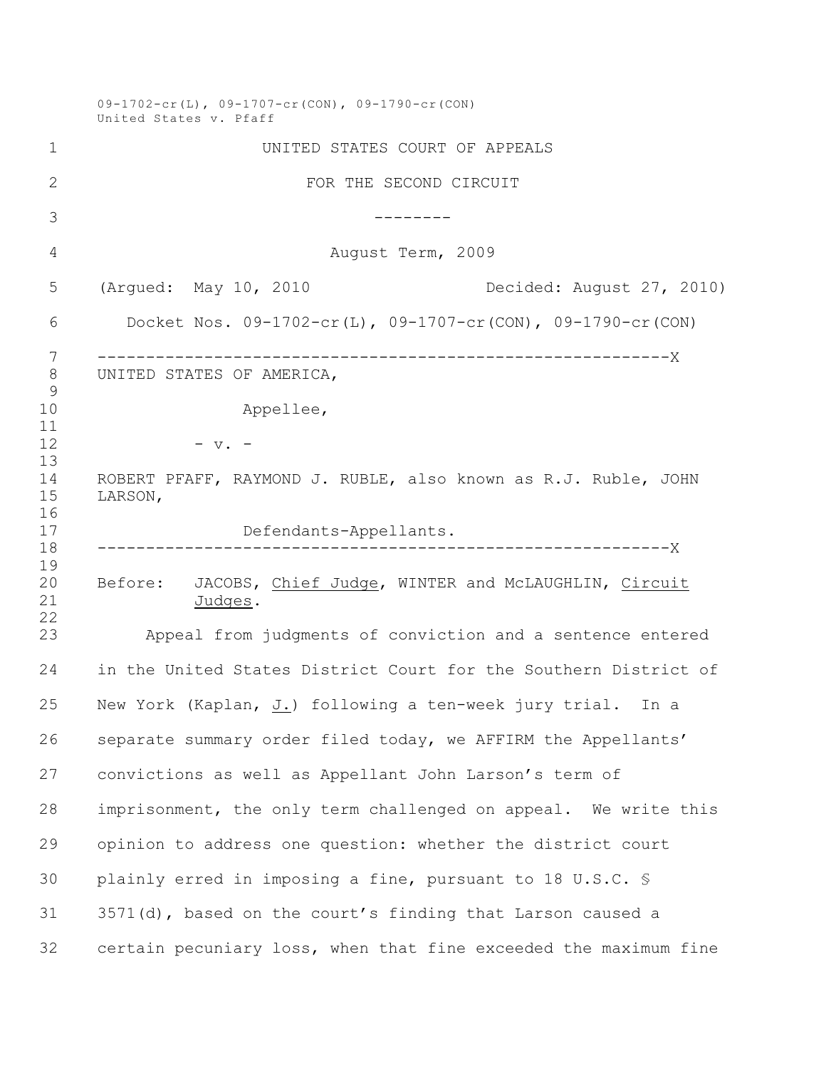09-1702-cr(L), 09-1707-cr(CON), 09-1790-cr(CON)
United States v. Pfaff

UNITED STATES COURT OF APPEALS

FOR THE SECOND CIRCUIT

--------

August Term, 2009

(Argued: May 10, 2010) Decided: August 27, 2010)

Docket Nos. 09-1702-cr(L), 09-1707-cr(CON), 09-1790-cr(CON)

-----------------------------------------------------------X

UNITED STATES OF AMERICA,

Appellee,

- v. -

ROBERT PFAFF, RAYMOND J. RUBLE, also known as R.J. Ruble, JOHN LARSON,

Defendants-Appellants.

-----------------------------------------------------------X

Before: JACOBS, *Chief Judge*, WINTER and McLAUGHLIN, *Circuit Judges*.

Appeal from judgments of conviction and a sentence entered in the United States District Court for the Southern District of New York (Kaplan, *J.*) following a ten-week jury trial. In a separate summary order filed today, we AFFIRM the Appellants' convictions as well as Appellant John Larson's term of imprisonment, the only term challenged on appeal. We write this opinion to address one question: whether the district court plainly erred in imposing a fine, pursuant to 18 U.S.C. § 3571(d), based on the court's finding that Larson caused a certain pecuniary loss, when that fine exceeded the maximum fine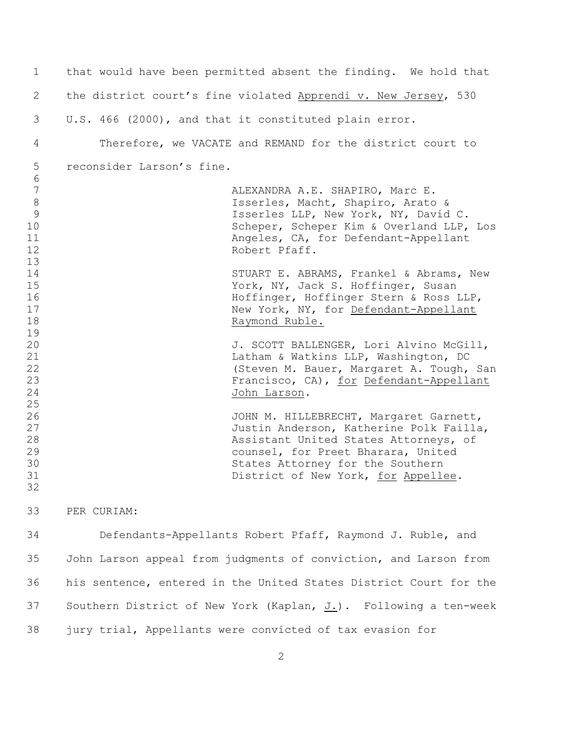that would have been permitted absent the finding. We hold that the district court's fine violated Apprendi v. New Jersey, 530 U.S. 466 (2000), and that it constituted plain error.

Therefore, we VACATE and REMAND for the district court to reconsider Larson's fine.

> ALEXANDRA A.E. SHAPIRO, Marc E. Isserles, Macht, Shapiro, Arato & Isserles LLP, New York, NY, David C. Scheper, Scheper Kim & Overland LLP, Los Angeles, CA, for Defendant-Appellant Robert Pfaff.
>
> STUART E. ABRAMS, Frankel & Abrams, New York, NY, Jack S. Hoffinger, Susan Hoffinger, Hoffinger Stern & Ross LLP, New York, NY, for Defendant-Appellant Raymond Ruble.
>
> J. SCOTT BALLENGER, Lori Alvino McGill, Latham & Watkins LLP, Washington, DC (Steven M. Bauer, Margaret A. Tough, San Francisco, CA), for Defendant-Appellant John Larson.
>
> JOHN M. HILLEBRECHT, Margaret Garnett, Justin Anderson, Katherine Polk Failla, Assistant United States Attorneys, of counsel, for Preet Bharara, United States Attorney for the Southern District of New York, for Appellee.

PER CURIAM:

Defendants-Appellants Robert Pfaff, Raymond J. Ruble, and John Larson appeal from judgments of conviction, and Larson from his sentence, entered in the United States District Court for the Southern District of New York (Kaplan, J.). Following a ten-week jury trial, Appellants were convicted of tax evasion for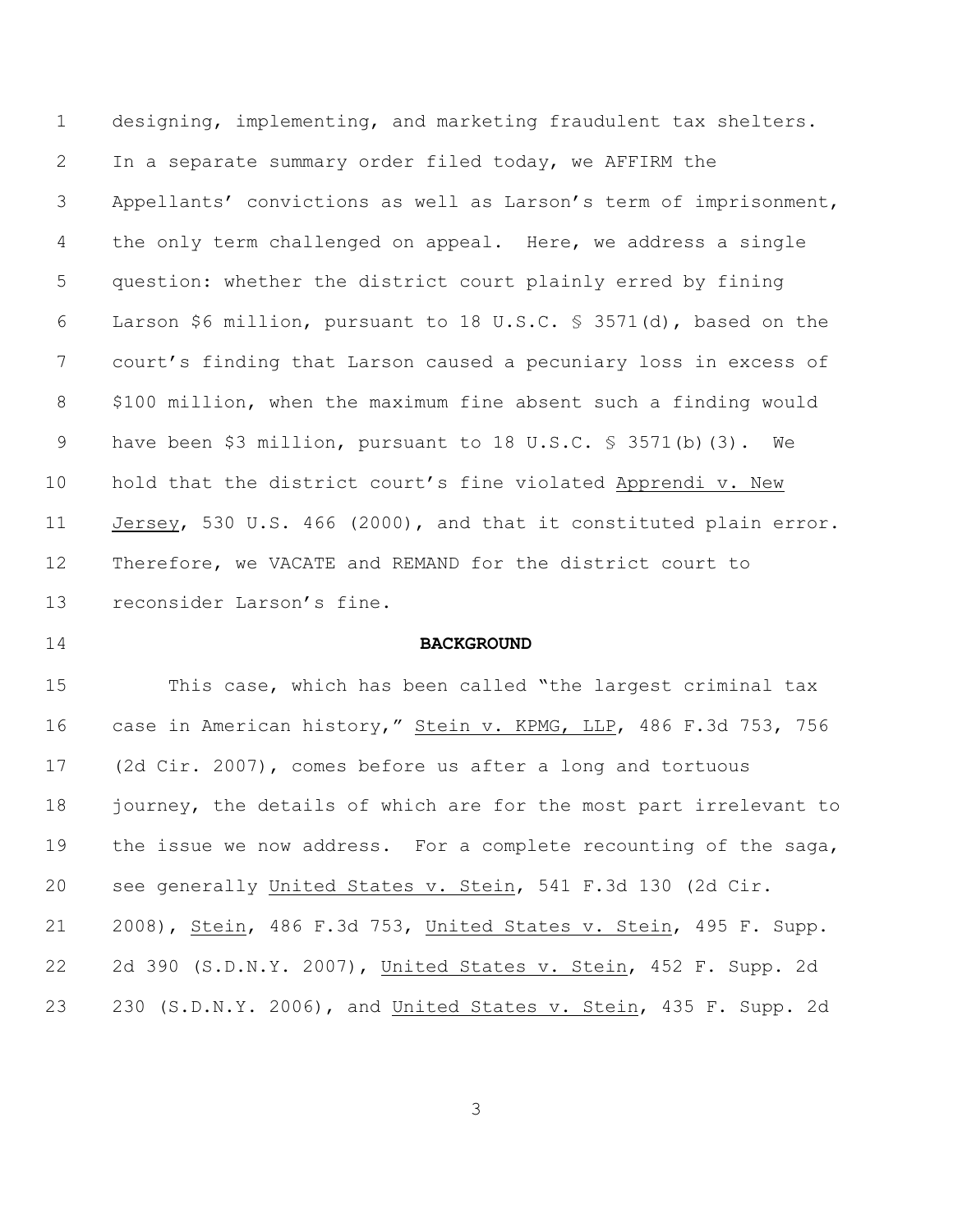designing, implementing, and marketing fraudulent tax shelters. In a separate summary order filed today, we AFFIRM the Appellants' convictions as well as Larson's term of imprisonment, the only term challenged on appeal. Here, we address a single question: whether the district court plainly erred by fining Larson $6 million, pursuant to 18 U.S.C. § 3571(d), based on the court's finding that Larson caused a pecuniary loss in excess of $100 million, when the maximum fine absent such a finding would have been $3 million, pursuant to 18 U.S.C. § 3571(b)(3). We hold that the district court's fine violated Apprendi v. New Jersey, 530 U.S. 466 (2000), and that it constituted plain error. Therefore, we VACATE and REMAND for the district court to reconsider Larson's fine.

**BACKGROUND**

This case, which has been called "the largest criminal tax case in American history," Stein v. KPMG, LLP, 486 F.3d 753, 756 (2d Cir. 2007), comes before us after a long and tortuous journey, the details of which are for the most part irrelevant to the issue we now address. For a complete recounting of the saga, see generally United States v. Stein, 541 F.3d 130 (2d Cir. 2008), Stein, 486 F.3d 753, United States v. Stein, 495 F. Supp. 2d 390 (S.D.N.Y. 2007), United States v. Stein, 452 F. Supp. 2d 230 (S.D.N.Y. 2006), and United States v. Stein, 435 F. Supp. 2d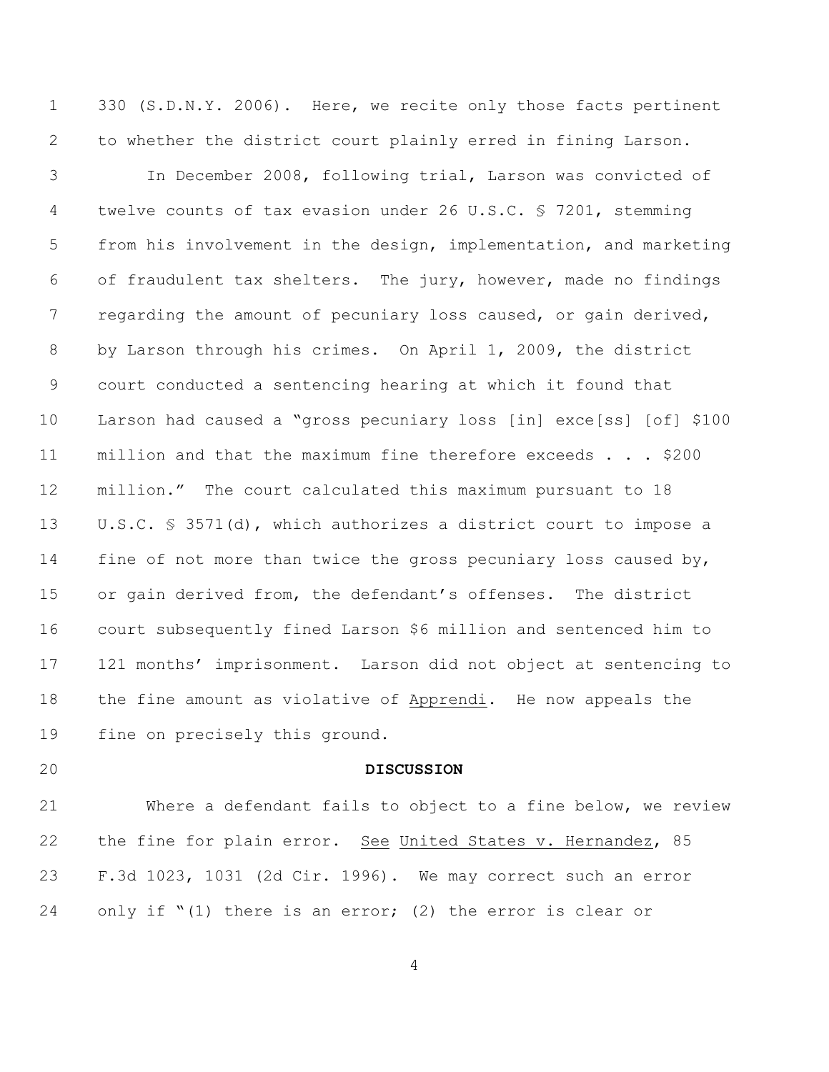330 (S.D.N.Y. 2006). Here, we recite only those facts pertinent to whether the district court plainly erred in fining Larson.

In December 2008, following trial, Larson was convicted of twelve counts of tax evasion under 26 U.S.C. § 7201, stemming from his involvement in the design, implementation, and marketing of fraudulent tax shelters. The jury, however, made no findings regarding the amount of pecuniary loss caused, or gain derived, by Larson through his crimes. On April 1, 2009, the district court conducted a sentencing hearing at which it found that Larson had caused a "gross pecuniary loss [in] exce[ss] [of] $100 million and that the maximum fine therefore exceeds . . . $200 million." The court calculated this maximum pursuant to 18 U.S.C. § 3571(d), which authorizes a district court to impose a fine of not more than twice the gross pecuniary loss caused by, or gain derived from, the defendant's offenses. The district court subsequently fined Larson $6 million and sentenced him to 121 months' imprisonment. Larson did not object at sentencing to the fine amount as violative of Apprendi. He now appeals the fine on precisely this ground.

**DISCUSSION**

Where a defendant fails to object to a fine below, we review the fine for plain error. See United States v. Hernandez, 85 F.3d 1023, 1031 (2d Cir. 1996). We may correct such an error only if "(1) there is an error; (2) the error is clear or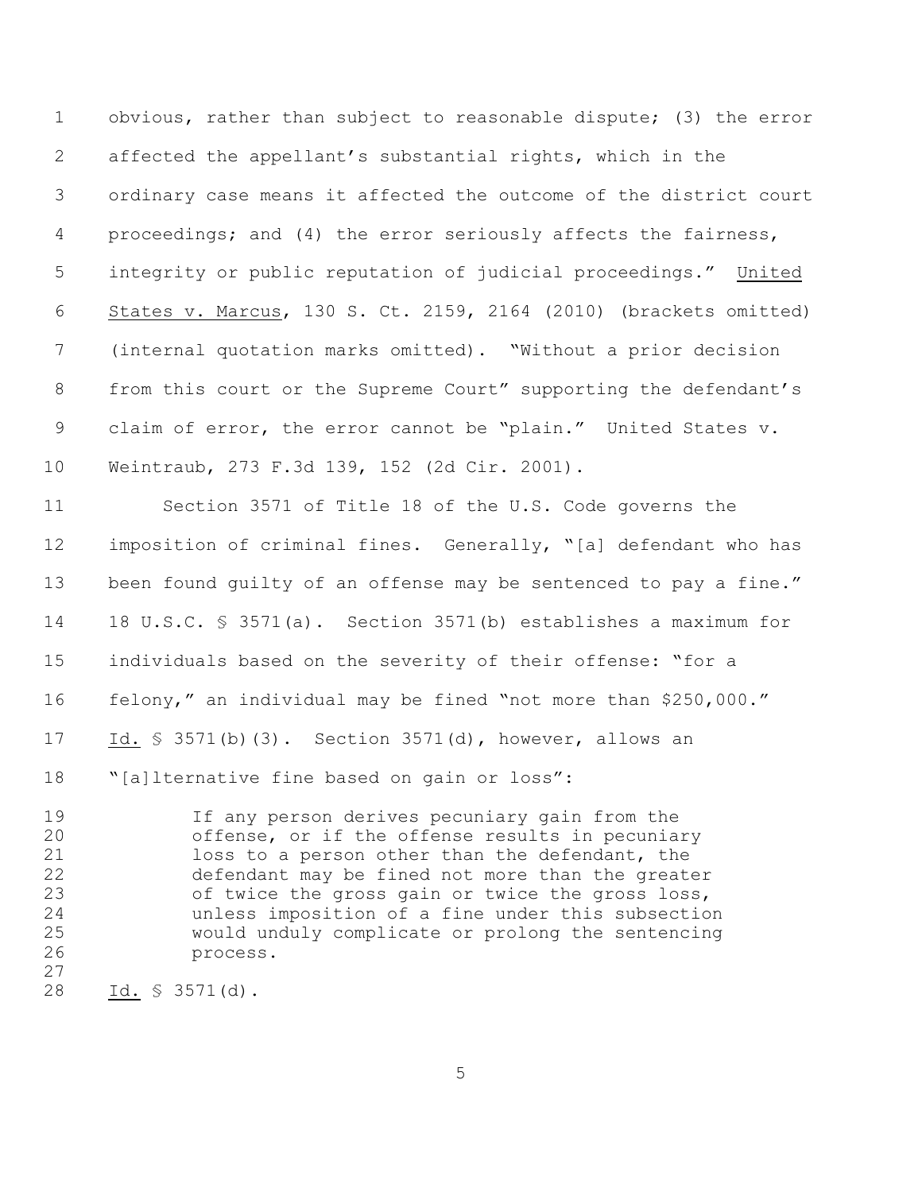obvious, rather than subject to reasonable dispute; (3) the error affected the appellant's substantial rights, which in the ordinary case means it affected the outcome of the district court proceedings; and (4) the error seriously affects the fairness, integrity or public reputation of judicial proceedings." United States v. Marcus, 130 S. Ct. 2159, 2164 (2010) (brackets omitted) (internal quotation marks omitted). "Without a prior decision from this court or the Supreme Court" supporting the defendant's claim of error, the error cannot be "plain." United States v. Weintraub, 273 F.3d 139, 152 (2d Cir. 2001).

Section 3571 of Title 18 of the U.S. Code governs the imposition of criminal fines. Generally, "[a] defendant who has been found guilty of an offense may be sentenced to pay a fine." 18 U.S.C. § 3571(a). Section 3571(b) establishes a maximum for individuals based on the severity of their offense: "for a felony," an individual may be fined "not more than $250,000." Id. § 3571(b)(3). Section 3571(d), however, allows an "[a]lternative fine based on gain or loss":

> If any person derives pecuniary gain from the offense, or if the offense results in pecuniary loss to a person other than the defendant, the defendant may be fined not more than the greater of twice the gross gain or twice the gross loss, unless imposition of a fine under this subsection would unduly complicate or prolong the sentencing process.

Id. § 3571(d).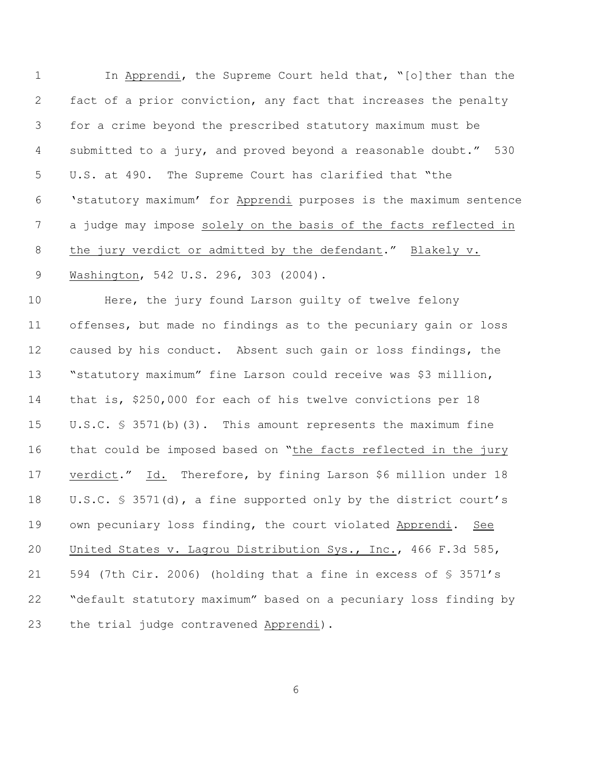In Apprendi, the Supreme Court held that, "[o]ther than the fact of a prior conviction, any fact that increases the penalty for a crime beyond the prescribed statutory maximum must be submitted to a jury, and proved beyond a reasonable doubt." 530 U.S. at 490. The Supreme Court has clarified that "the 'statutory maximum' for Apprendi purposes is the maximum sentence a judge may impose solely on the basis of the facts reflected in the jury verdict or admitted by the defendant." Blakely v. Washington, 542 U.S. 296, 303 (2004).

Here, the jury found Larson guilty of twelve felony offenses, but made no findings as to the pecuniary gain or loss caused by his conduct. Absent such gain or loss findings, the "statutory maximum" fine Larson could receive was $3 million, that is, $250,000 for each of his twelve convictions per 18 U.S.C. § 3571(b)(3). This amount represents the maximum fine that could be imposed based on "the facts reflected in the jury verdict." Id. Therefore, by fining Larson $6 million under 18 U.S.C. § 3571(d), a fine supported only by the district court's own pecuniary loss finding, the court violated Apprendi. See United States v. Lagrou Distribution Sys., Inc., 466 F.3d 585, 594 (7th Cir. 2006) (holding that a fine in excess of § 3571's "default statutory maximum" based on a pecuniary loss finding by the trial judge contravened Apprendi).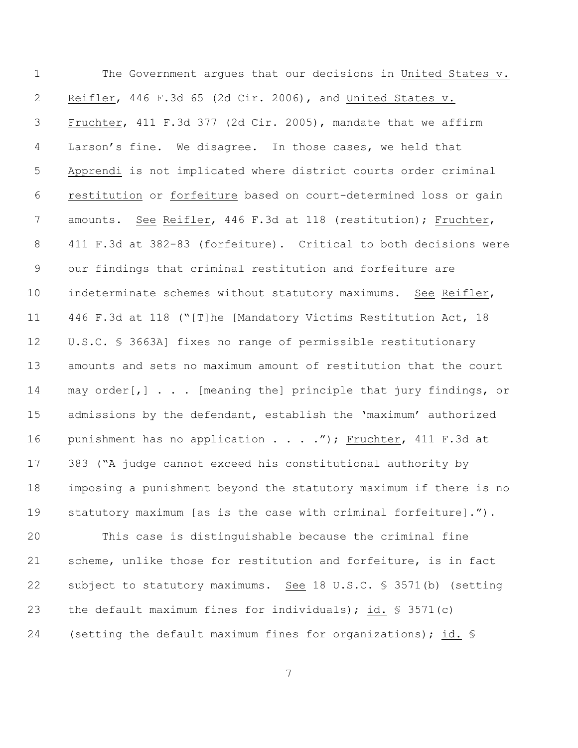The Government argues that our decisions in United States v. Reifler, 446 F.3d 65 (2d Cir. 2006), and United States v. Fruchter, 411 F.3d 377 (2d Cir. 2005), mandate that we affirm Larson's fine. We disagree. In those cases, we held that Apprendi is not implicated where district courts order criminal restitution or forfeiture based on court-determined loss or gain amounts. See Reifler, 446 F.3d at 118 (restitution); Fruchter, 411 F.3d at 382-83 (forfeiture). Critical to both decisions were our findings that criminal restitution and forfeiture are indeterminate schemes without statutory maximums. See Reifler, 446 F.3d at 118 ("[T]he [Mandatory Victims Restitution Act, 18 U.S.C. § 3663A] fixes no range of permissible restitutionary amounts and sets no maximum amount of restitution that the court may order[,] . . . [meaning the] principle that jury findings, or admissions by the defendant, establish the 'maximum' authorized punishment has no application . . . ."); Fruchter, 411 F.3d at 383 ("A judge cannot exceed his constitutional authority by imposing a punishment beyond the statutory maximum if there is no statutory maximum [as is the case with criminal forfeiture].").

This case is distinguishable because the criminal fine scheme, unlike those for restitution and forfeiture, is in fact subject to statutory maximums. See 18 U.S.C. § 3571(b) (setting the default maximum fines for individuals); id. § 3571(c) (setting the default maximum fines for organizations); id. §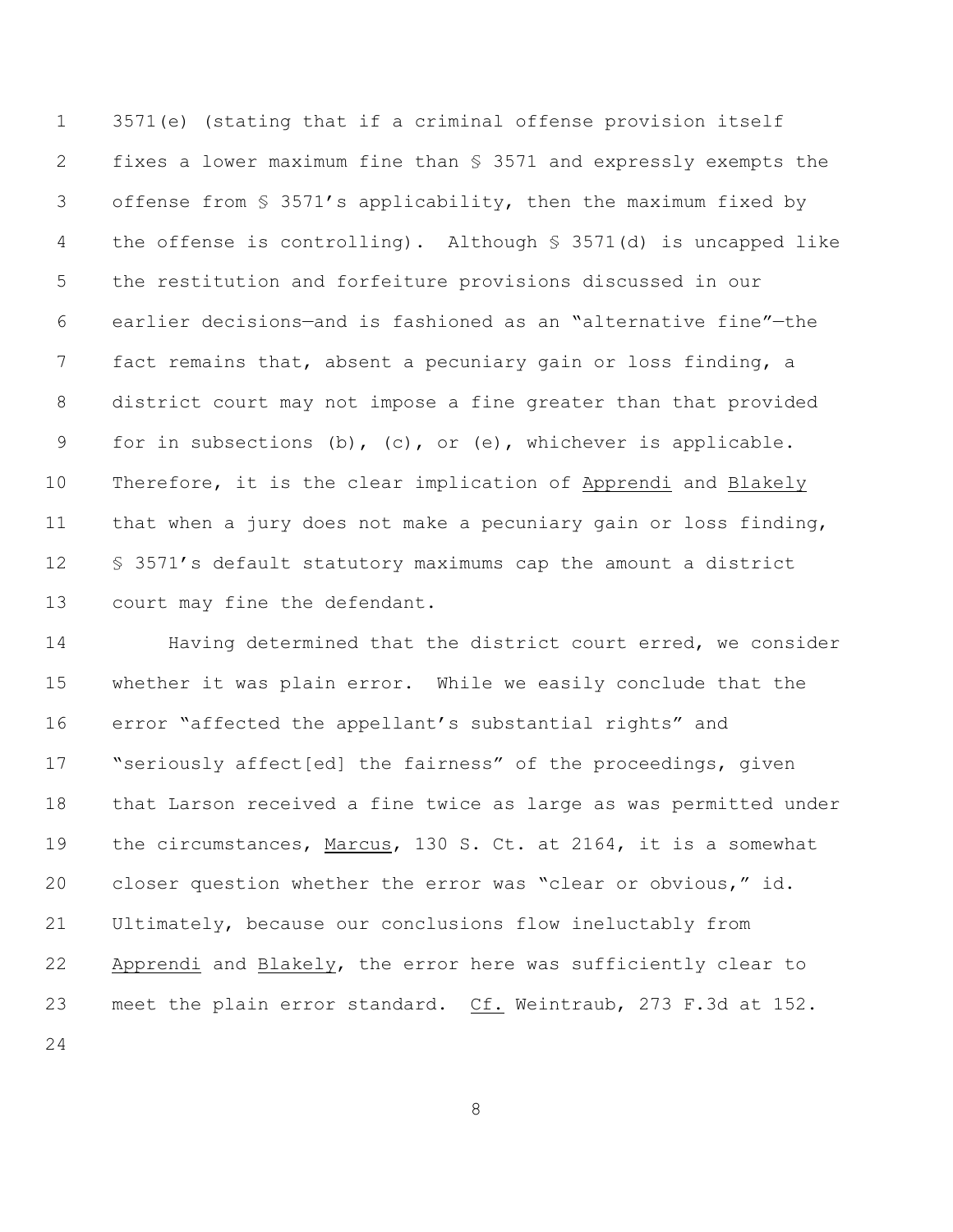3571(e) (stating that if a criminal offense provision itself fixes a lower maximum fine than § 3571 and expressly exempts the offense from § 3571's applicability, then the maximum fixed by the offense is controlling). Although § 3571(d) is uncapped like the restitution and forfeiture provisions discussed in our earlier decisions—and is fashioned as an "alternative fine"—the fact remains that, absent a pecuniary gain or loss finding, a district court may not impose a fine greater than that provided for in subsections (b), (c), or (e), whichever is applicable. Therefore, it is the clear implication of Apprendi and Blakely that when a jury does not make a pecuniary gain or loss finding, § 3571's default statutory maximums cap the amount a district court may fine the defendant.

Having determined that the district court erred, we consider whether it was plain error. While we easily conclude that the error "affected the appellant's substantial rights" and "seriously affect[ed] the fairness" of the proceedings, given that Larson received a fine twice as large as was permitted under the circumstances, Marcus, 130 S. Ct. at 2164, it is a somewhat closer question whether the error was "clear or obvious," id. Ultimately, because our conclusions flow ineluctably from Apprendi and Blakely, the error here was sufficiently clear to meet the plain error standard. Cf. Weintraub, 273 F.3d at 152.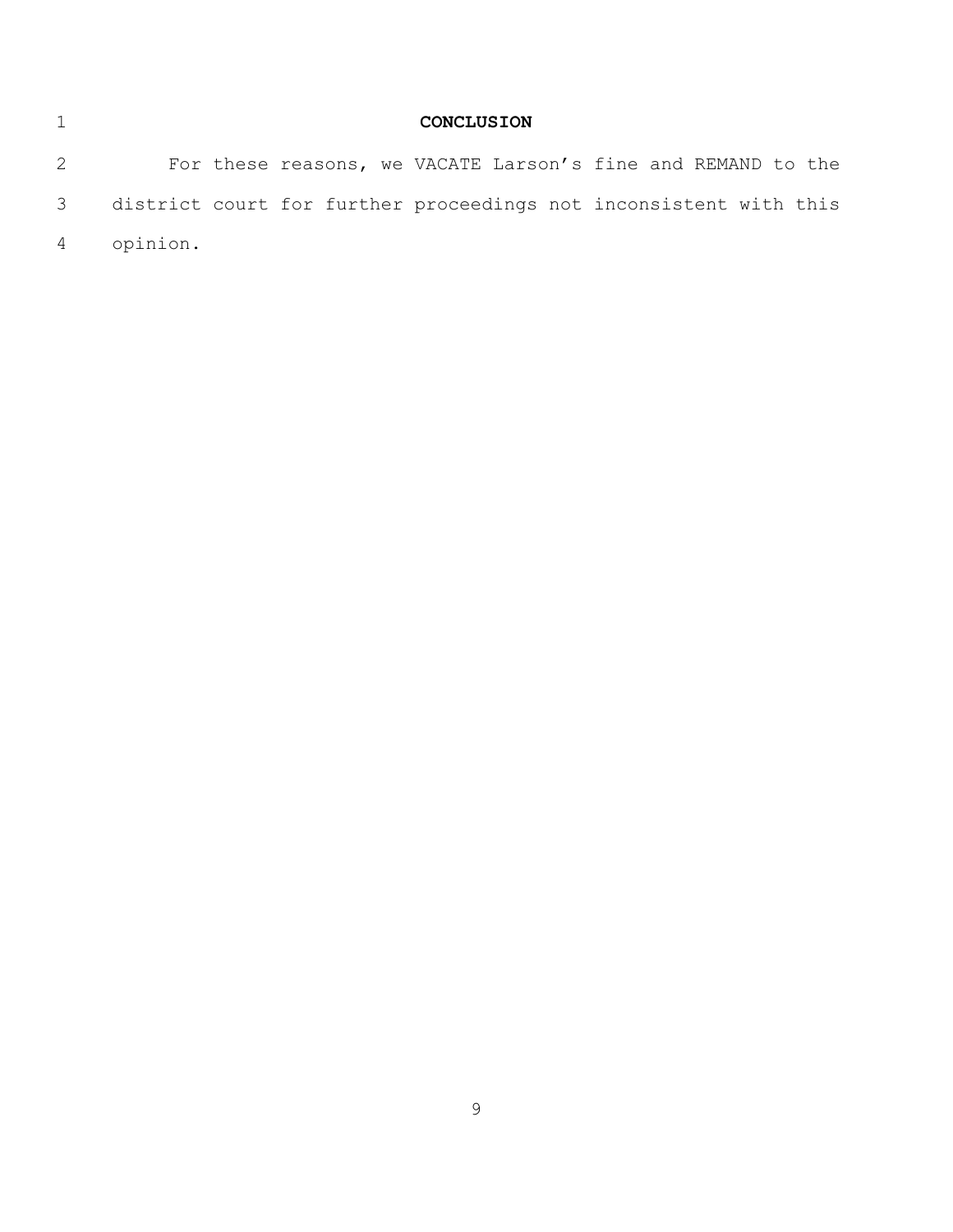## CONCLUSION

For these reasons, we VACATE Larson's fine and REMAND to the district court for further proceedings not inconsistent with this opinion.